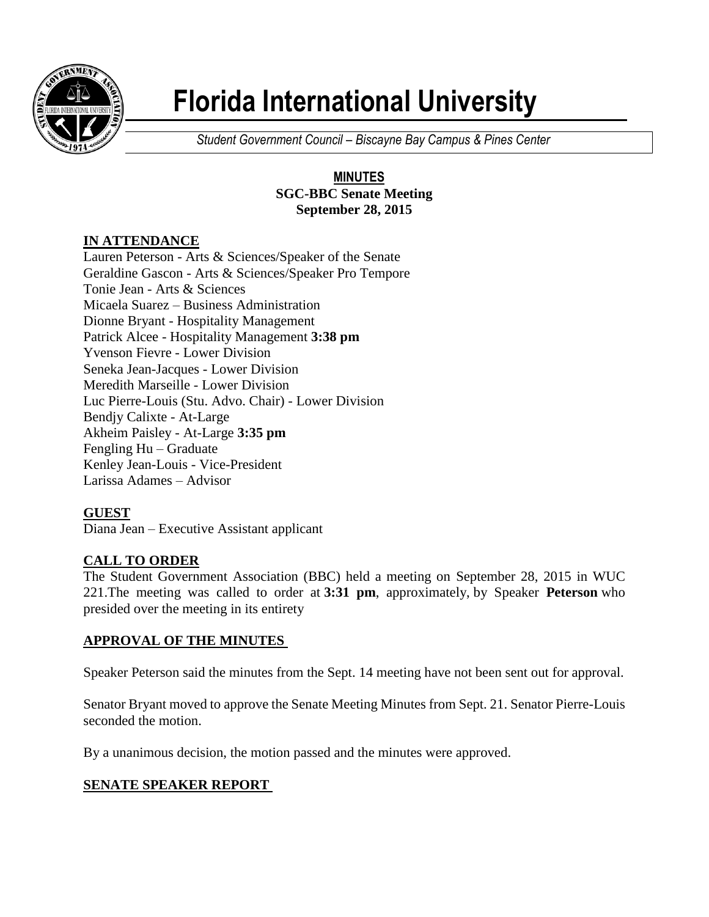# Florida International University

*Student Government Council – Biscayne Bay Campus & Pines Center*

**MINUTES**
**SGC-BBC Senate Meeting**
**September 28, 2015**

## IN ATTENDANCE

Lauren Peterson - Arts & Sciences/Speaker of the Senate
Geraldine Gascon - Arts & Sciences/Speaker Pro Tempore
Tonie Jean - Arts & Sciences
Micaela Suarez – Business Administration
Dionne Bryant - Hospitality Management
Patrick Alcee - Hospitality Management **3:38 pm**
Yvenson Fievre - Lower Division
Seneka Jean-Jacques - Lower Division
Meredith Marseille - Lower Division
Luc Pierre-Louis (Stu. Advo. Chair) - Lower Division
Bendjy Calixte - At-Large
Akheim Paisley - At-Large **3:35 pm**
Fengling Hu – Graduate
Kenley Jean-Louis - Vice-President
Larissa Adames – Advisor

## GUEST

Diana Jean – Executive Assistant applicant

## CALL TO ORDER

The Student Government Association (BBC) held a meeting on September 28, 2015 in WUC 221.The meeting was called to order at **3:31 pm**, approximately, by Speaker **Peterson** who presided over the meeting in its entirety

## APPROVAL OF THE MINUTES

Speaker Peterson said the minutes from the Sept. 14 meeting have not been sent out for approval.

Senator Bryant moved to approve the Senate Meeting Minutes from Sept. 21. Senator Pierre-Louis seconded the motion.

By a unanimous decision, the motion passed and the minutes were approved.

## SENATE SPEAKER REPORT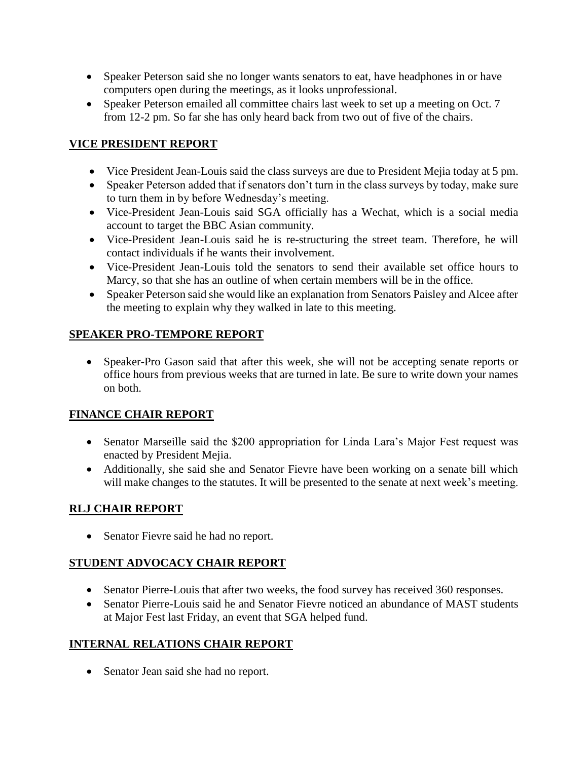- Speaker Peterson said she no longer wants senators to eat, have headphones in or have computers open during the meetings, as it looks unprofessional.
- Speaker Peterson emailed all committee chairs last week to set up a meeting on Oct. 7 from 12-2 pm. So far she has only heard back from two out of five of the chairs.

## VICE PRESIDENT REPORT

- Vice President Jean-Louis said the class surveys are due to President Mejia today at 5 pm.
- Speaker Peterson added that if senators don't turn in the class surveys by today, make sure to turn them in by before Wednesday's meeting.
- Vice-President Jean-Louis said SGA officially has a Wechat, which is a social media account to target the BBC Asian community.
- Vice-President Jean-Louis said he is re-structuring the street team. Therefore, he will contact individuals if he wants their involvement.
- Vice-President Jean-Louis told the senators to send their available set office hours to Marcy, so that she has an outline of when certain members will be in the office.
- Speaker Peterson said she would like an explanation from Senators Paisley and Alcee after the meeting to explain why they walked in late to this meeting.

## SPEAKER PRO-TEMPORE REPORT

- Speaker-Pro Gason said that after this week, she will not be accepting senate reports or office hours from previous weeks that are turned in late. Be sure to write down your names on both.

## FINANCE CHAIR REPORT

- Senator Marseille said the $200 appropriation for Linda Lara's Major Fest request was enacted by President Mejia.
- Additionally, she said she and Senator Fievre have been working on a senate bill which will make changes to the statutes. It will be presented to the senate at next week's meeting.

## RLJ CHAIR REPORT

- Senator Fievre said he had no report.

## STUDENT ADVOCACY CHAIR REPORT

- Senator Pierre-Louis that after two weeks, the food survey has received 360 responses.
- Senator Pierre-Louis said he and Senator Fievre noticed an abundance of MAST students at Major Fest last Friday, an event that SGA helped fund.

## INTERNAL RELATIONS CHAIR REPORT

- Senator Jean said she had no report.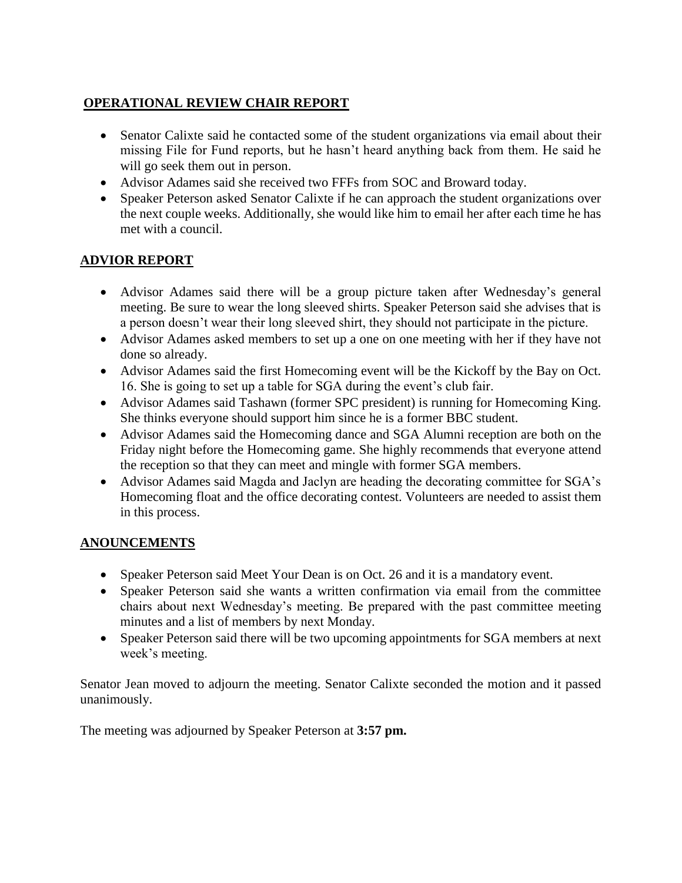## OPERATIONAL REVIEW CHAIR REPORT

- Senator Calixte said he contacted some of the student organizations via email about their missing File for Fund reports, but he hasn't heard anything back from them. He said he will go seek them out in person.
- Advisor Adames said she received two FFFs from SOC and Broward today.
- Speaker Peterson asked Senator Calixte if he can approach the student organizations over the next couple weeks. Additionally, she would like him to email her after each time he has met with a council.

## ADVIOR REPORT

- Advisor Adames said there will be a group picture taken after Wednesday's general meeting. Be sure to wear the long sleeved shirts. Speaker Peterson said she advises that is a person doesn't wear their long sleeved shirt, they should not participate in the picture.
- Advisor Adames asked members to set up a one on one meeting with her if they have not done so already.
- Advisor Adames said the first Homecoming event will be the Kickoff by the Bay on Oct. 16. She is going to set up a table for SGA during the event's club fair.
- Advisor Adames said Tashawn (former SPC president) is running for Homecoming King. She thinks everyone should support him since he is a former BBC student.
- Advisor Adames said the Homecoming dance and SGA Alumni reception are both on the Friday night before the Homecoming game. She highly recommends that everyone attend the reception so that they can meet and mingle with former SGA members.
- Advisor Adames said Magda and Jaclyn are heading the decorating committee for SGA's Homecoming float and the office decorating contest. Volunteers are needed to assist them in this process.

## ANOUNCEMENTS

- Speaker Peterson said Meet Your Dean is on Oct. 26 and it is a mandatory event.
- Speaker Peterson said she wants a written confirmation via email from the committee chairs about next Wednesday's meeting. Be prepared with the past committee meeting minutes and a list of members by next Monday.
- Speaker Peterson said there will be two upcoming appointments for SGA members at next week's meeting.

Senator Jean moved to adjourn the meeting. Senator Calixte seconded the motion and it passed unanimously.

The meeting was adjourned by Speaker Peterson at **3:57 pm.**